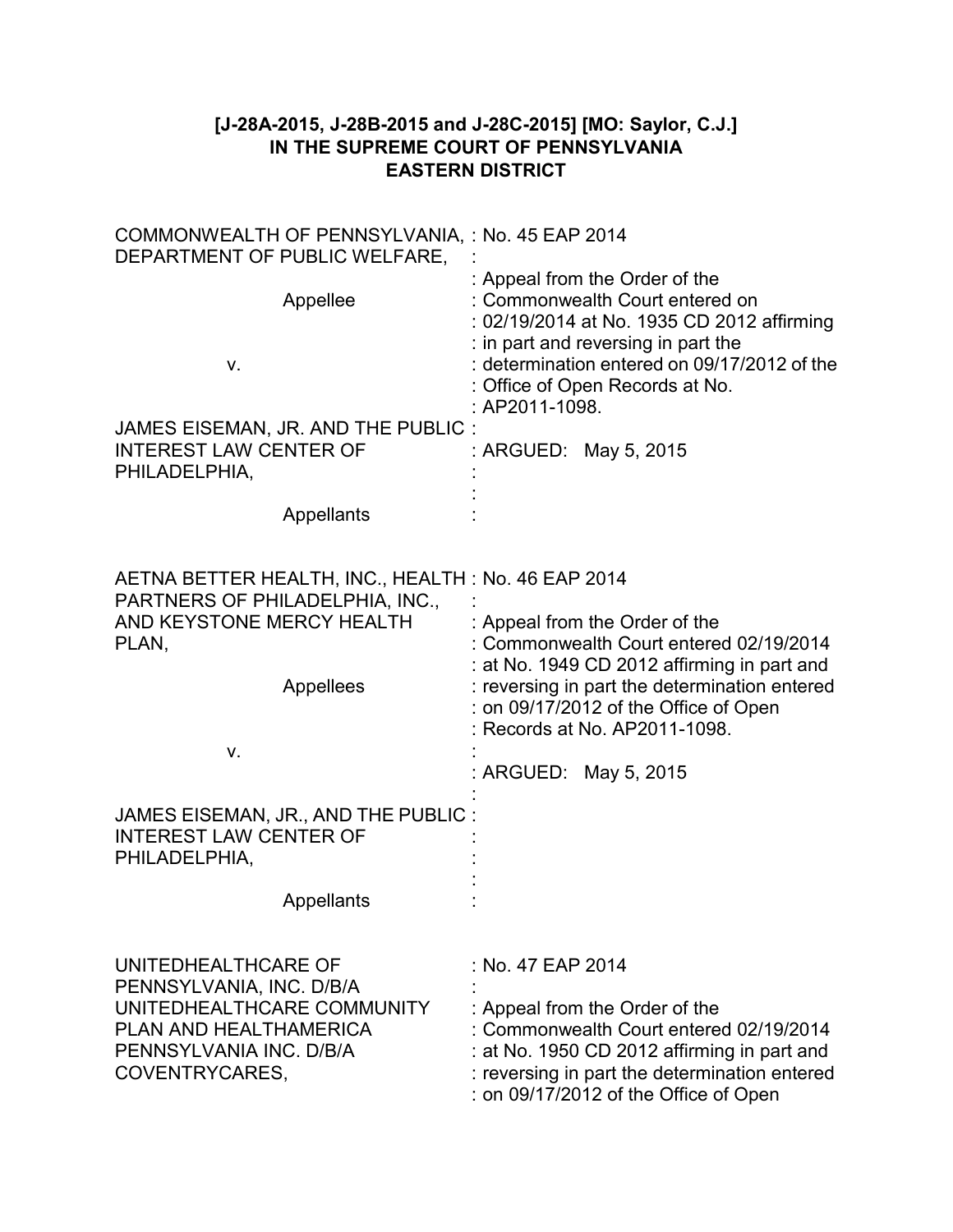**[J-28A-2015, J-28B-2015 and J-28C-2015] [MO: Saylor, C.J.]**
**IN THE SUPREME COURT OF PENNSYLVANIA**
**EASTERN DISTRICT**

| | |
|---|---|
| COMMONWEALTH OF PENNSYLVANIA, DEPARTMENT OF PUBLIC WELFARE,<br><br>Appellee<br><br>v.<br><br>JAMES EISEMAN, JR. AND THE PUBLIC INTEREST LAW CENTER OF PHILADELPHIA,<br><br>Appellants | : No. 45 EAP 2014<br>:<br>: Appeal from the Order of the<br>: Commonwealth Court entered on<br>: 02/19/2014 at No. 1935 CD 2012 affirming<br>: in part and reversing in part the<br>: determination entered on 09/17/2012 of the<br>: Office of Open Records at No.<br>: AP2011-1098.<br>:<br>: ARGUED: May 5, 2015 |
| AETNA BETTER HEALTH, INC., HEALTH PARTNERS OF PHILADELPHIA, INC., AND KEYSTONE MERCY HEALTH PLAN,<br><br>Appellees<br><br>v.<br><br>JAMES EISEMAN, JR., AND THE PUBLIC INTEREST LAW CENTER OF PHILADELPHIA,<br><br>Appellants | : No. 46 EAP 2014<br>:<br>: Appeal from the Order of the<br>: Commonwealth Court entered 02/19/2014<br>: at No. 1949 CD 2012 affirming in part and<br>: reversing in part the determination entered<br>: on 09/17/2012 of the Office of Open<br>: Records at No. AP2011-1098.<br>:<br>: ARGUED: May 5, 2015 |
| UNITEDHEALTHCARE OF PENNSYLVANIA, INC. D/B/A UNITEDHEALTHCARE COMMUNITY PLAN AND HEALTHAMERICA PENNSYLVANIA INC. D/B/A COVENTRYCARES, | : No. 47 EAP 2014<br>:<br>: Appeal from the Order of the<br>: Commonwealth Court entered 02/19/2014<br>: at No. 1950 CD 2012 affirming in part and<br>: reversing in part the determination entered<br>: on 09/17/2012 of the Office of Open |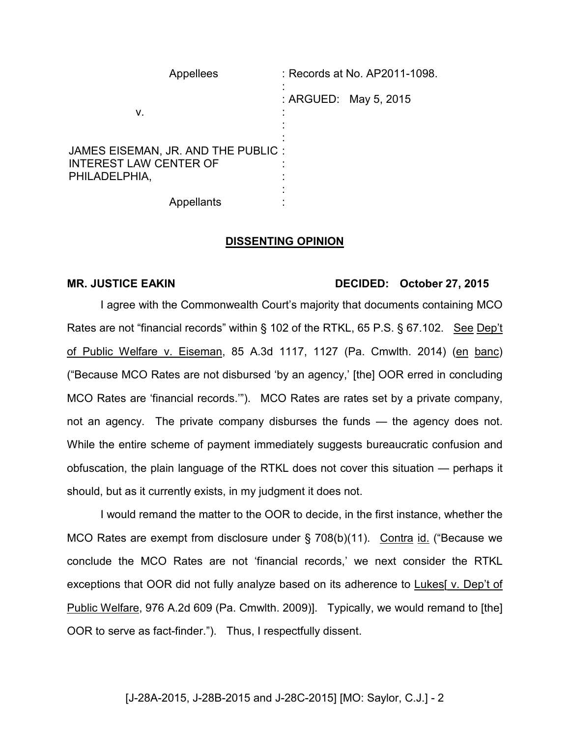| | | |
|---|---|---|
| Appellees | : | Records at No. AP2011-1098. |
| | : | |
| | : | ARGUED: May 5, 2015 |
| v. | : | |
| | : | |
| | : | |
| JAMES EISEMAN, JR. AND THE PUBLIC INTEREST LAW CENTER OF PHILADELPHIA, | : | |
| | : | |
| Appellants | : | |

## DISSENTING OPINION

**MR. JUSTICE EAKIN** **DECIDED: October 27, 2015**

I agree with the Commonwealth Court's majority that documents containing MCO Rates are not "financial records" within § 102 of the RTKL, 65 P.S. § 67.102. See Dep't of Public Welfare v. Eiseman, 85 A.3d 1117, 1127 (Pa. Cmwlth. 2014) (en banc) ("Because MCO Rates are not disbursed 'by an agency,' [the] OOR erred in concluding MCO Rates are 'financial records.'"). MCO Rates are rates set by a private company, not an agency. The private company disburses the funds — the agency does not. While the entire scheme of payment immediately suggests bureaucratic confusion and obfuscation, the plain language of the RTKL does not cover this situation — perhaps it should, but as it currently exists, in my judgment it does not.

I would remand the matter to the OOR to decide, in the first instance, whether the MCO Rates are exempt from disclosure under § 708(b)(11). Contra id. ("Because we conclude the MCO Rates are not 'financial records,' we next consider the RTKL exceptions that OOR did not fully analyze based on its adherence to Lukes[ v. Dep't of Public Welfare, 976 A.2d 609 (Pa. Cmwlth. 2009)]. Typically, we would remand to [the] OOR to serve as fact-finder."). Thus, I respectfully dissent.